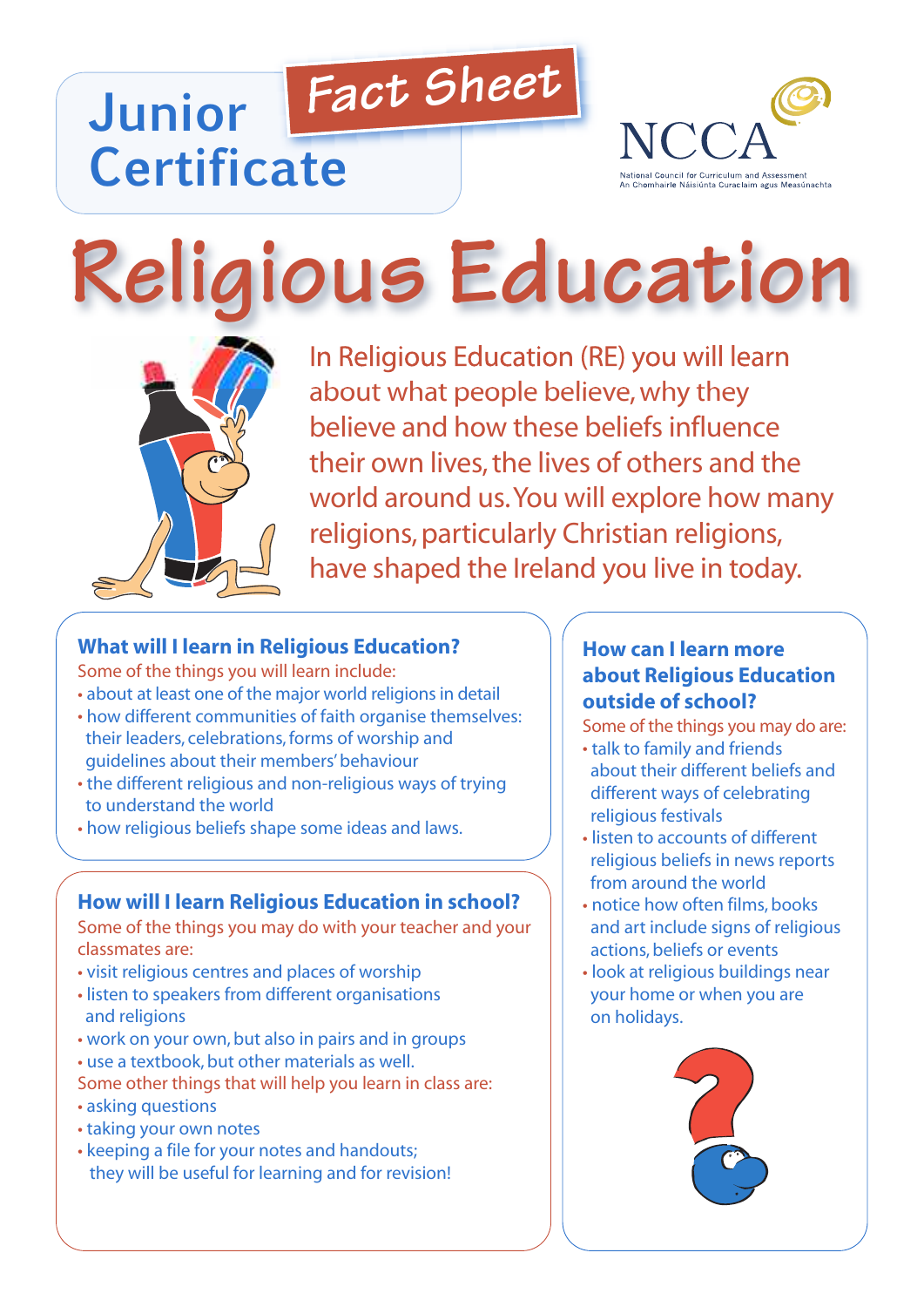# Junior Certificate

**Fact Sheet**

NCCA
National Council for Curriculum and Assessment
An Chomhairle Náisiúnta Curaclaim agus Measúnachta

# Religious Education

In Religious Education (RE) you will learn about what people believe, why they believe and how these beliefs influence their own lives, the lives of others and the world around us. You will explore how many religions, particularly Christian religions, have shaped the Ireland you live in today.

## What will I learn in Religious Education?

Some of the things you will learn include:

- about at least one of the major world religions in detail
- how different communities of faith organise themselves: their leaders, celebrations, forms of worship and guidelines about their members' behaviour
- the different religious and non-religious ways of trying to understand the world
- how religious beliefs shape some ideas and laws.

## How will I learn Religious Education in school?

Some of the things you may do with your teacher and your classmates are:

- visit religious centres and places of worship
- listen to speakers from different organisations and religions
- work on your own, but also in pairs and in groups
- use a textbook, but other materials as well.

Some other things that will help you learn in class are:

- asking questions
- taking your own notes
- keeping a file for your notes and handouts; they will be useful for learning and for revision!

## How can I learn more about Religious Education outside of school?

Some of the things you may do are:

- talk to family and friends about their different beliefs and different ways of celebrating religious festivals
- listen to accounts of different religious beliefs in news reports from around the world
- notice how often films, books and art include signs of religious actions, beliefs or events
- look at religious buildings near your home or when you are on holidays.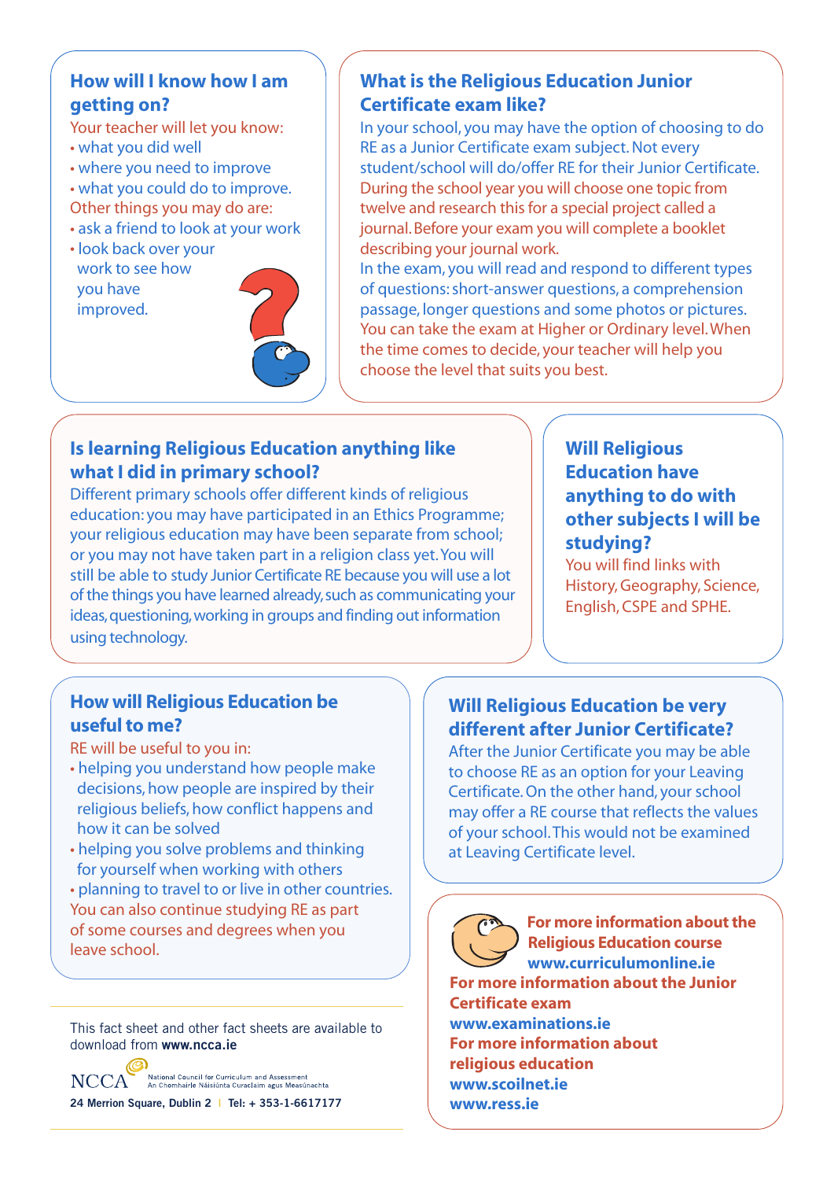## How will I know how I am getting on?

Your teacher will let you know:

- what you did well
- where you need to improve
- what you could do to improve.

Other things you may do are:

- ask a friend to look at your work
- look back over your work to see how you have improved.

## What is the Religious Education Junior Certificate exam like?

In your school, you may have the option of choosing to do RE as a Junior Certificate exam subject. Not every student/school will do/offer RE for their Junior Certificate. During the school year you will choose one topic from twelve and research this for a special project called a journal. Before your exam you will complete a booklet describing your journal work.

In the exam, you will read and respond to different types of questions: short-answer questions, a comprehension passage, longer questions and some photos or pictures. You can take the exam at Higher or Ordinary level. When the time comes to decide, your teacher will help you choose the level that suits you best.

## Is learning Religious Education anything like what I did in primary school?

Different primary schools offer different kinds of religious education: you may have participated in an Ethics Programme; your religious education may have been separate from school; or you may not have taken part in a religion class yet. You will still be able to study Junior Certificate RE because you will use a lot of the things you have learned already, such as communicating your ideas, questioning, working in groups and finding out information using technology.

## Will Religious Education have anything to do with other subjects I will be studying?

You will find links with History, Geography, Science, English, CSPE and SPHE.

## How will Religious Education be useful to me?

RE will be useful to you in:

- helping you understand how people make decisions, how people are inspired by their religious beliefs, how conflict happens and how it can be solved
- helping you solve problems and thinking for yourself when working with others
- planning to travel to or live in other countries.

You can also continue studying RE as part of some courses and degrees when you leave school.

## Will Religious Education be very different after Junior Certificate?

After the Junior Certificate you may be able to choose RE as an option for your Leaving Certificate. On the other hand, your school may offer a RE course that reflects the values of your school. This would not be examined at Leaving Certificate level.

**For more information about the Religious Education course**
**www.curriculumonline.ie**

**For more information about the Junior Certificate exam**
**www.examinations.ie**

**For more information about religious education**
**www.scoilnet.ie**
**www.ress.ie**

This fact sheet and other fact sheets are available to download from **www.ncca.ie**

NCCA National Council for Curriculum and Assessment
An Chomhairle Náisiúnta Curaclaim agus Measúnachta

**24 Merrion Square, Dublin 2 | Tel: + 353-1-6617177**